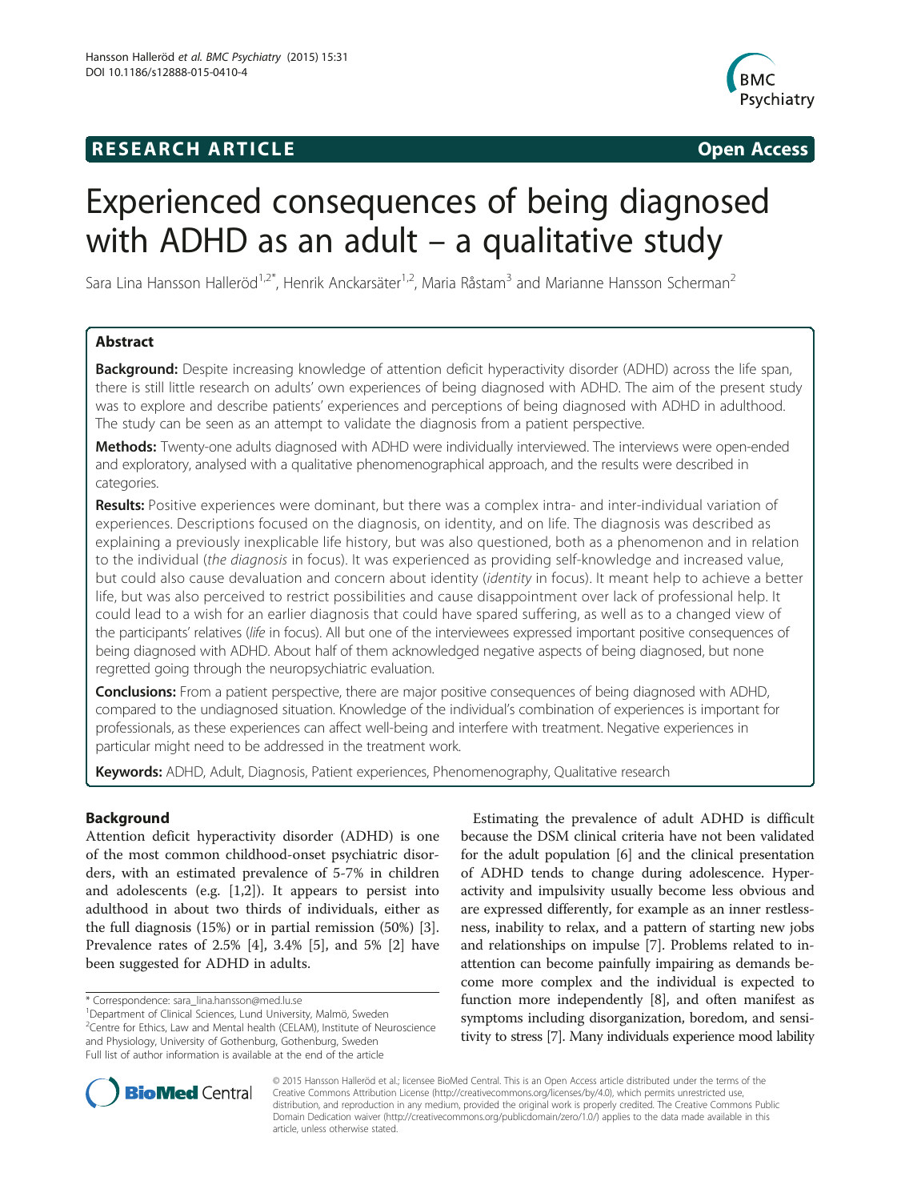RESEARCH ARTICLE

Open Access

# Experienced consequences of being diagnosed with ADHD as an adult – a qualitative study

Sara Lina Hansson Halleröd[1,2*], Henrik Anckarsäter[1,2], Maria Råstam[3] and Marianne Hansson Scherman[2]

## Abstract

**Background:** Despite increasing knowledge of attention deficit hyperactivity disorder (ADHD) across the life span, there is still little research on adults' own experiences of being diagnosed with ADHD. The aim of the present study was to explore and describe patients' experiences and perceptions of being diagnosed with ADHD in adulthood. The study can be seen as an attempt to validate the diagnosis from a patient perspective.

**Methods:** Twenty-one adults diagnosed with ADHD were individually interviewed. The interviews were open-ended and exploratory, analysed with a qualitative phenomenographical approach, and the results were described in categories.

**Results:** Positive experiences were dominant, but there was a complex intra- and inter-individual variation of experiences. Descriptions focused on the diagnosis, on identity, and on life. The diagnosis was described as explaining a previously inexplicable life history, but was also questioned, both as a phenomenon and in relation to the individual (*the diagnosis* in focus). It was experienced as providing self-knowledge and increased value, but could also cause devaluation and concern about identity (*identity* in focus). It meant help to achieve a better life, but was also perceived to restrict possibilities and cause disappointment over lack of professional help. It could lead to a wish for an earlier diagnosis that could have spared suffering, as well as to a changed view of the participants' relatives (*life* in focus). All but one of the interviewees expressed important positive consequences of being diagnosed with ADHD. About half of them acknowledged negative aspects of being diagnosed, but none regretted going through the neuropsychiatric evaluation.

**Conclusions:** From a patient perspective, there are major positive consequences of being diagnosed with ADHD, compared to the undiagnosed situation. Knowledge of the individual's combination of experiences is important for professionals, as these experiences can affect well-being and interfere with treatment. Negative experiences in particular might need to be addressed in the treatment work.

**Keywords:** ADHD, Adult, Diagnosis, Patient experiences, Phenomenography, Qualitative research

## Background

Attention deficit hyperactivity disorder (ADHD) is one of the most common childhood-onset psychiatric disorders, with an estimated prevalence of 5-7% in children and adolescents (e.g. [1,2]). It appears to persist into adulthood in about two thirds of individuals, either as the full diagnosis (15%) or in partial remission (50%) [3]. Prevalence rates of 2.5% [4], 3.4% [5], and 5% [2] have been suggested for ADHD in adults.

Estimating the prevalence of adult ADHD is difficult because the DSM clinical criteria have not been validated for the adult population [6] and the clinical presentation of ADHD tends to change during adolescence. Hyperactivity and impulsivity usually become less obvious and are expressed differently, for example as an inner restlessness, inability to relax, and a pattern of starting new jobs and relationships on impulse [7]. Problems related to inattention can become painfully impairing as demands become more complex and the individual is expected to function more independently [8], and often manifest as symptoms including disorganization, boredom, and sensitivity to stress [7]. Many individuals experience mood lability

* Correspondence: sara_lina.hansson@med.lu.se
[1]Department of Clinical Sciences, Lund University, Malmö, Sweden
[2]Centre for Ethics, Law and Mental health (CELAM), Institute of Neuroscience and Physiology, University of Gothenburg, Gothenburg, Sweden
Full list of author information is available at the end of the article

© 2015 Hansson Halleröd et al.; licensee BioMed Central. This is an Open Access article distributed under the terms of the Creative Commons Attribution License (http://creativecommons.org/licenses/by/4.0), which permits unrestricted use, distribution, and reproduction in any medium, provided the original work is properly credited. The Creative Commons Public Domain Dedication waiver (http://creativecommons.org/publicdomain/zero/1.0/) applies to the data made available in this article, unless otherwise stated.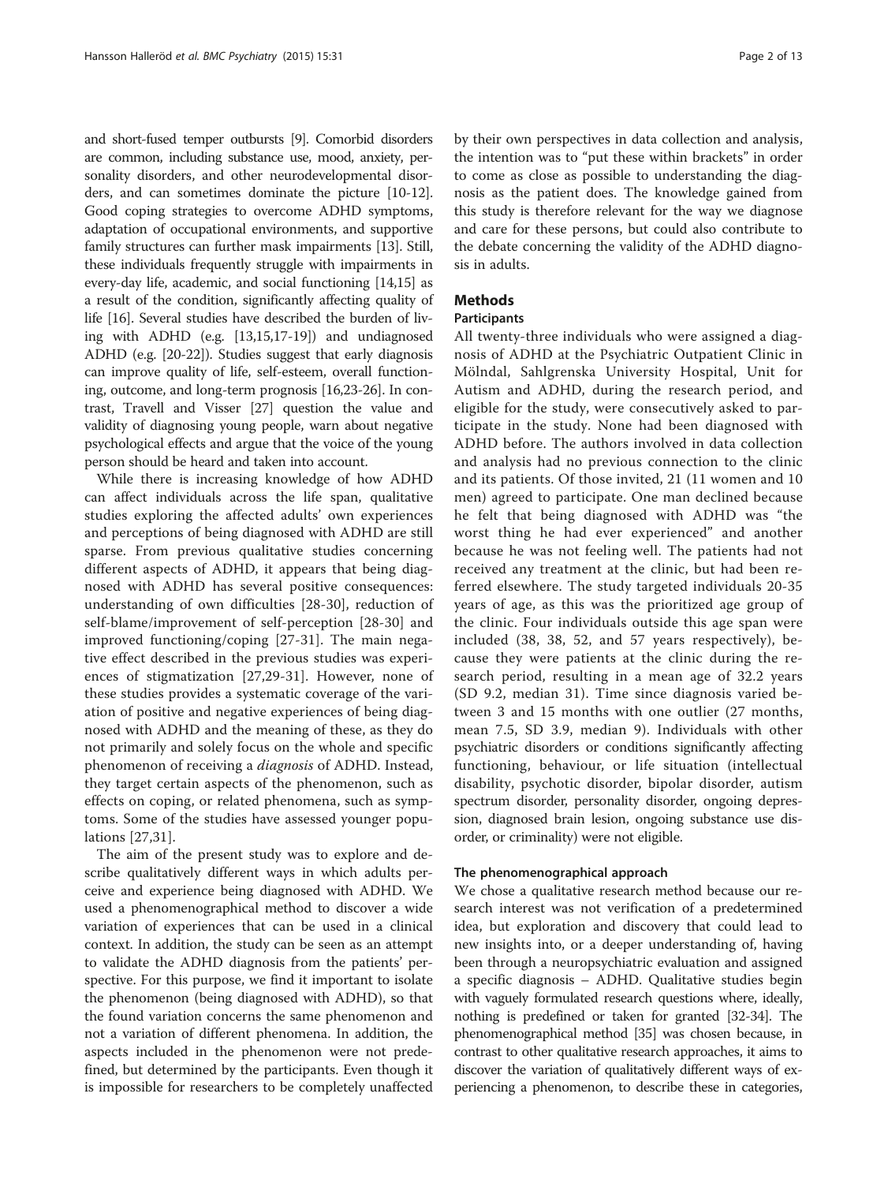and short-fused temper outbursts [9]. Comorbid disorders are common, including substance use, mood, anxiety, personality disorders, and other neurodevelopmental disorders, and can sometimes dominate the picture [10-12]. Good coping strategies to overcome ADHD symptoms, adaptation of occupational environments, and supportive family structures can further mask impairments [13]. Still, these individuals frequently struggle with impairments in every-day life, academic, and social functioning [14,15] as a result of the condition, significantly affecting quality of life [16]. Several studies have described the burden of living with ADHD (e.g. [13,15,17-19]) and undiagnosed ADHD (e.g. [20-22]). Studies suggest that early diagnosis can improve quality of life, self-esteem, overall functioning, outcome, and long-term prognosis [16,23-26]. In contrast, Travell and Visser [27] question the value and validity of diagnosing young people, warn about negative psychological effects and argue that the voice of the young person should be heard and taken into account.

While there is increasing knowledge of how ADHD can affect individuals across the life span, qualitative studies exploring the affected adults' own experiences and perceptions of being diagnosed with ADHD are still sparse. From previous qualitative studies concerning different aspects of ADHD, it appears that being diagnosed with ADHD has several positive consequences: understanding of own difficulties [28-30], reduction of self-blame/improvement of self-perception [28-30] and improved functioning/coping [27-31]. The main negative effect described in the previous studies was experiences of stigmatization [27,29-31]. However, none of these studies provides a systematic coverage of the variation of positive and negative experiences of being diagnosed with ADHD and the meaning of these, as they do not primarily and solely focus on the whole and specific phenomenon of receiving a *diagnosis* of ADHD. Instead, they target certain aspects of the phenomenon, such as effects on coping, or related phenomena, such as symptoms. Some of the studies have assessed younger populations [27,31].

The aim of the present study was to explore and describe qualitatively different ways in which adults perceive and experience being diagnosed with ADHD. We used a phenomenographical method to discover a wide variation of experiences that can be used in a clinical context. In addition, the study can be seen as an attempt to validate the ADHD diagnosis from the patients' perspective. For this purpose, we find it important to isolate the phenomenon (being diagnosed with ADHD), so that the found variation concerns the same phenomenon and not a variation of different phenomena. In addition, the aspects included in the phenomenon were not predefined, but determined by the participants. Even though it is impossible for researchers to be completely unaffected by their own perspectives in data collection and analysis, the intention was to "put these within brackets" in order to come as close as possible to understanding the diagnosis as the patient does. The knowledge gained from this study is therefore relevant for the way we diagnose and care for these persons, but could also contribute to the debate concerning the validity of the ADHD diagnosis in adults.

## Methods

### Participants

All twenty-three individuals who were assigned a diagnosis of ADHD at the Psychiatric Outpatient Clinic in Mölndal, Sahlgrenska University Hospital, Unit for Autism and ADHD, during the research period, and eligible for the study, were consecutively asked to participate in the study. None had been diagnosed with ADHD before. The authors involved in data collection and analysis had no previous connection to the clinic and its patients. Of those invited, 21 (11 women and 10 men) agreed to participate. One man declined because he felt that being diagnosed with ADHD was "the worst thing he had ever experienced" and another because he was not feeling well. The patients had not received any treatment at the clinic, but had been referred elsewhere. The study targeted individuals 20-35 years of age, as this was the prioritized age group of the clinic. Four individuals outside this age span were included (38, 38, 52, and 57 years respectively), because they were patients at the clinic during the research period, resulting in a mean age of 32.2 years (SD 9.2, median 31). Time since diagnosis varied between 3 and 15 months with one outlier (27 months, mean 7.5, SD 3.9, median 9). Individuals with other psychiatric disorders or conditions significantly affecting functioning, behaviour, or life situation (intellectual disability, psychotic disorder, bipolar disorder, autism spectrum disorder, personality disorder, ongoing depression, diagnosed brain lesion, ongoing substance use disorder, or criminality) were not eligible.

### The phenomenographical approach

We chose a qualitative research method because our research interest was not verification of a predetermined idea, but exploration and discovery that could lead to new insights into, or a deeper understanding of, having been through a neuropsychiatric evaluation and assigned a specific diagnosis – ADHD. Qualitative studies begin with vaguely formulated research questions where, ideally, nothing is predefined or taken for granted [32-34]. The phenomenographical method [35] was chosen because, in contrast to other qualitative research approaches, it aims to discover the variation of qualitatively different ways of experiencing a phenomenon, to describe these in categories,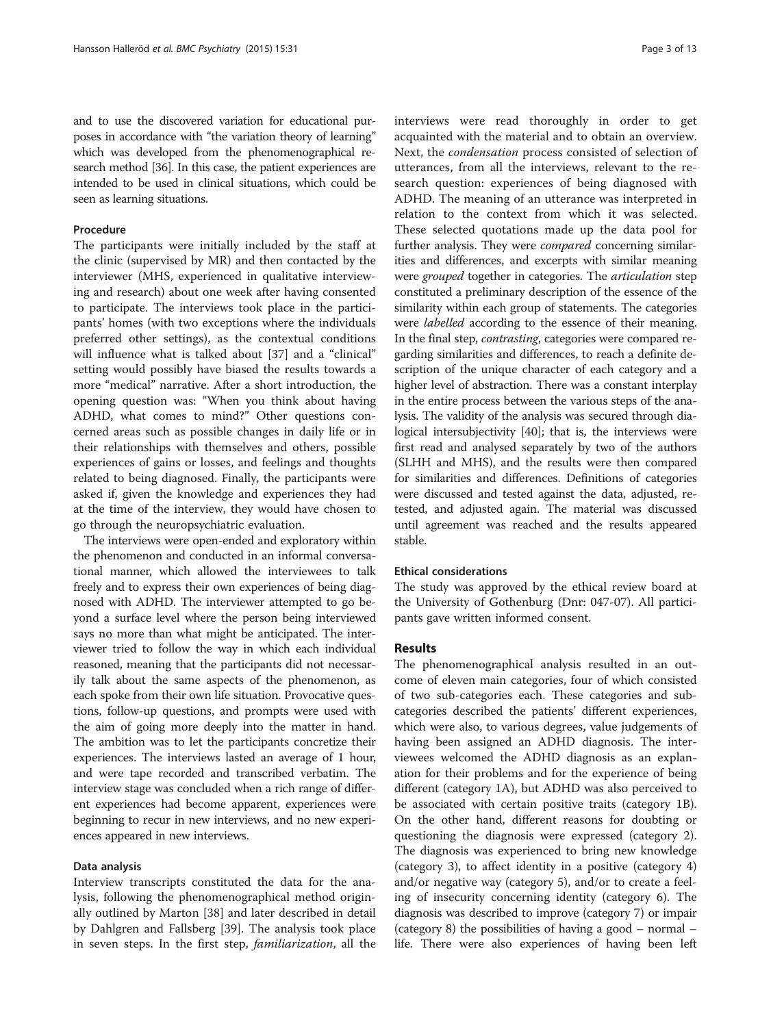and to use the discovered variation for educational purposes in accordance with "the variation theory of learning" which was developed from the phenomenographical research method [36]. In this case, the patient experiences are intended to be used in clinical situations, which could be seen as learning situations.

### Procedure

The participants were initially included by the staff at the clinic (supervised by MR) and then contacted by the interviewer (MHS, experienced in qualitative interviewing and research) about one week after having consented to participate. The interviews took place in the participants' homes (with two exceptions where the individuals preferred other settings), as the contextual conditions will influence what is talked about [37] and a "clinical" setting would possibly have biased the results towards a more "medical" narrative. After a short introduction, the opening question was: "When you think about having ADHD, what comes to mind?" Other questions concerned areas such as possible changes in daily life or in their relationships with themselves and others, possible experiences of gains or losses, and feelings and thoughts related to being diagnosed. Finally, the participants were asked if, given the knowledge and experiences they had at the time of the interview, they would have chosen to go through the neuropsychiatric evaluation.

The interviews were open-ended and exploratory within the phenomenon and conducted in an informal conversational manner, which allowed the interviewees to talk freely and to express their own experiences of being diagnosed with ADHD. The interviewer attempted to go beyond a surface level where the person being interviewed says no more than what might be anticipated. The interviewer tried to follow the way in which each individual reasoned, meaning that the participants did not necessarily talk about the same aspects of the phenomenon, as each spoke from their own life situation. Provocative questions, follow-up questions, and prompts were used with the aim of going more deeply into the matter in hand. The ambition was to let the participants concretize their experiences. The interviews lasted an average of 1 hour, and were tape recorded and transcribed verbatim. The interview stage was concluded when a rich range of different experiences had become apparent, experiences were beginning to recur in new interviews, and no new experiences appeared in new interviews.

### Data analysis

Interview transcripts constituted the data for the analysis, following the phenomenographical method originally outlined by Marton [38] and later described in detail by Dahlgren and Fallsberg [39]. The analysis took place in seven steps. In the first step, *familiarization*, all the interviews were read thoroughly in order to get acquainted with the material and to obtain an overview. Next, the *condensation* process consisted of selection of utterances, from all the interviews, relevant to the research question: experiences of being diagnosed with ADHD. The meaning of an utterance was interpreted in relation to the context from which it was selected. These selected quotations made up the data pool for further analysis. They were *compared* concerning similarities and differences, and excerpts with similar meaning were *grouped* together in categories. The *articulation* step constituted a preliminary description of the essence of the similarity within each group of statements. The categories were *labelled* according to the essence of their meaning. In the final step, *contrasting*, categories were compared regarding similarities and differences, to reach a definite description of the unique character of each category and a higher level of abstraction. There was a constant interplay in the entire process between the various steps of the analysis. The validity of the analysis was secured through dialogical intersubjectivity [40]; that is, the interviews were first read and analysed separately by two of the authors (SLHH and MHS), and the results were then compared for similarities and differences. Definitions of categories were discussed and tested against the data, adjusted, retested, and adjusted again. The material was discussed until agreement was reached and the results appeared stable.

### Ethical considerations

The study was approved by the ethical review board at the University of Gothenburg (Dnr: 047-07). All participants gave written informed consent.

## Results

The phenomenographical analysis resulted in an outcome of eleven main categories, four of which consisted of two sub-categories each. These categories and subcategories described the patients' different experiences, which were also, to various degrees, value judgements of having been assigned an ADHD diagnosis. The interviewees welcomed the ADHD diagnosis as an explanation for their problems and for the experience of being different (category 1A), but ADHD was also perceived to be associated with certain positive traits (category 1B). On the other hand, different reasons for doubting or questioning the diagnosis were expressed (category 2). The diagnosis was experienced to bring new knowledge (category 3), to affect identity in a positive (category 4) and/or negative way (category 5), and/or to create a feeling of insecurity concerning identity (category 6). The diagnosis was described to improve (category 7) or impair (category 8) the possibilities of having a good – normal – life. There were also experiences of having been left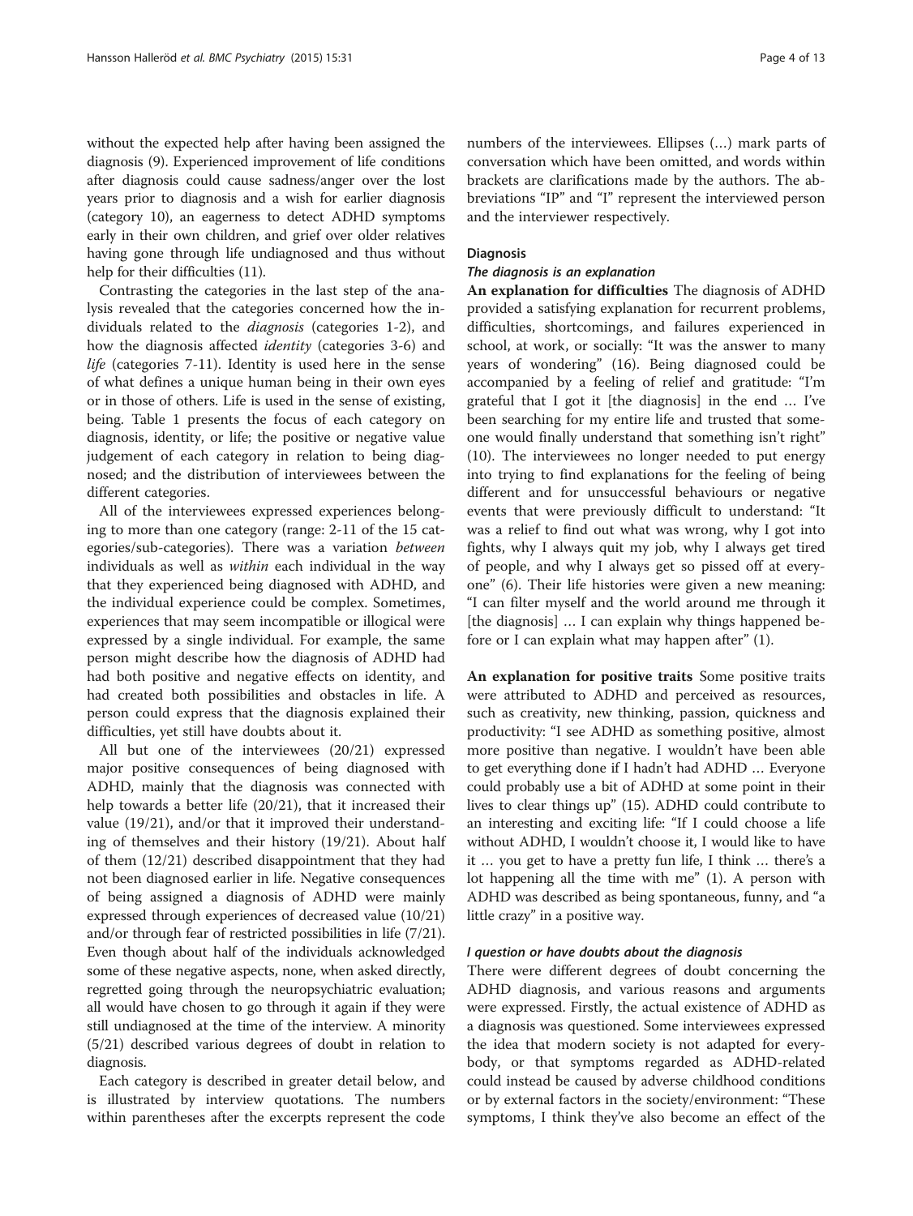without the expected help after having been assigned the diagnosis (9). Experienced improvement of life conditions after diagnosis could cause sadness/anger over the lost years prior to diagnosis and a wish for earlier diagnosis (category 10), an eagerness to detect ADHD symptoms early in their own children, and grief over older relatives having gone through life undiagnosed and thus without help for their difficulties (11).

Contrasting the categories in the last step of the analysis revealed that the categories concerned how the individuals related to the *diagnosis* (categories 1-2), and how the diagnosis affected *identity* (categories 3-6) and *life* (categories 7-11). Identity is used here in the sense of what defines a unique human being in their own eyes or in those of others. Life is used in the sense of existing, being. Table 1 presents the focus of each category on diagnosis, identity, or life; the positive or negative value judgement of each category in relation to being diagnosed; and the distribution of interviewees between the different categories.

All of the interviewees expressed experiences belonging to more than one category (range: 2-11 of the 15 categories/sub-categories). There was a variation *between* individuals as well as *within* each individual in the way that they experienced being diagnosed with ADHD, and the individual experience could be complex. Sometimes, experiences that may seem incompatible or illogical were expressed by a single individual. For example, the same person might describe how the diagnosis of ADHD had had both positive and negative effects on identity, and had created both possibilities and obstacles in life. A person could express that the diagnosis explained their difficulties, yet still have doubts about it.

All but one of the interviewees (20/21) expressed major positive consequences of being diagnosed with ADHD, mainly that the diagnosis was connected with help towards a better life (20/21), that it increased their value (19/21), and/or that it improved their understanding of themselves and their history (19/21). About half of them (12/21) described disappointment that they had not been diagnosed earlier in life. Negative consequences of being assigned a diagnosis of ADHD were mainly expressed through experiences of decreased value (10/21) and/or through fear of restricted possibilities in life (7/21). Even though about half of the individuals acknowledged some of these negative aspects, none, when asked directly, regretted going through the neuropsychiatric evaluation; all would have chosen to go through it again if they were still undiagnosed at the time of the interview. A minority (5/21) described various degrees of doubt in relation to diagnosis.

Each category is described in greater detail below, and is illustrated by interview quotations. The numbers within parentheses after the excerpts represent the code numbers of the interviewees. Ellipses (…) mark parts of conversation which have been omitted, and words within brackets are clarifications made by the authors. The abbreviations "IP" and "I" represent the interviewed person and the interviewer respectively.

## Diagnosis

### *The diagnosis is an explanation*

**An explanation for difficulties** The diagnosis of ADHD provided a satisfying explanation for recurrent problems, difficulties, shortcomings, and failures experienced in school, at work, or socially: "It was the answer to so many years of wondering" (16). Being diagnosed could be accompanied by a feeling of relief and gratitude: "I'm grateful that I got it [the diagnosis] in the end … I've been searching for my entire life and trusted that someone would finally understand that something isn't right" (10). The interviewees no longer needed to put energy into trying to find explanations for the feeling of being different and for unsuccessful behaviours or negative events that were previously difficult to understand: "It was a relief to find out what was wrong, why I got into fights, why I always quit my job, why I always get tired of people, and why I always get so pissed off at everyone" (6). Their life histories were given a new meaning: "I can filter myself and the world around me through it [the diagnosis] … I can explain why things happened before or I can explain what may happen after" (1).

**An explanation for positive traits** Some positive traits were attributed to ADHD and perceived as resources, such as creativity, new thinking, passion, quickness and productivity: "I see ADHD as something positive, almost more positive than negative. I wouldn't have been able to get everything done if I hadn't had ADHD … Everyone could probably use a bit of ADHD at some point in their lives to clear things up" (15). ADHD could contribute to an interesting and exciting life: "If I could choose a life without ADHD, I wouldn't choose it, I would like to have it … you get to have a pretty fun life, I think … there's a lot happening all the time with me" (1). A person with ADHD was described as being spontaneous, funny, and "a little crazy" in a positive way.

### *I question or have doubts about the diagnosis*

There were different degrees of doubt concerning the ADHD diagnosis, and various reasons and arguments were expressed. Firstly, the actual existence of ADHD as a diagnosis was questioned. Some interviewees expressed the idea that modern society is not adapted for everybody, or that symptoms regarded as ADHD-related could instead be caused by adverse childhood conditions or by external factors in the society/environment: "These symptoms, I think they've also become an effect of the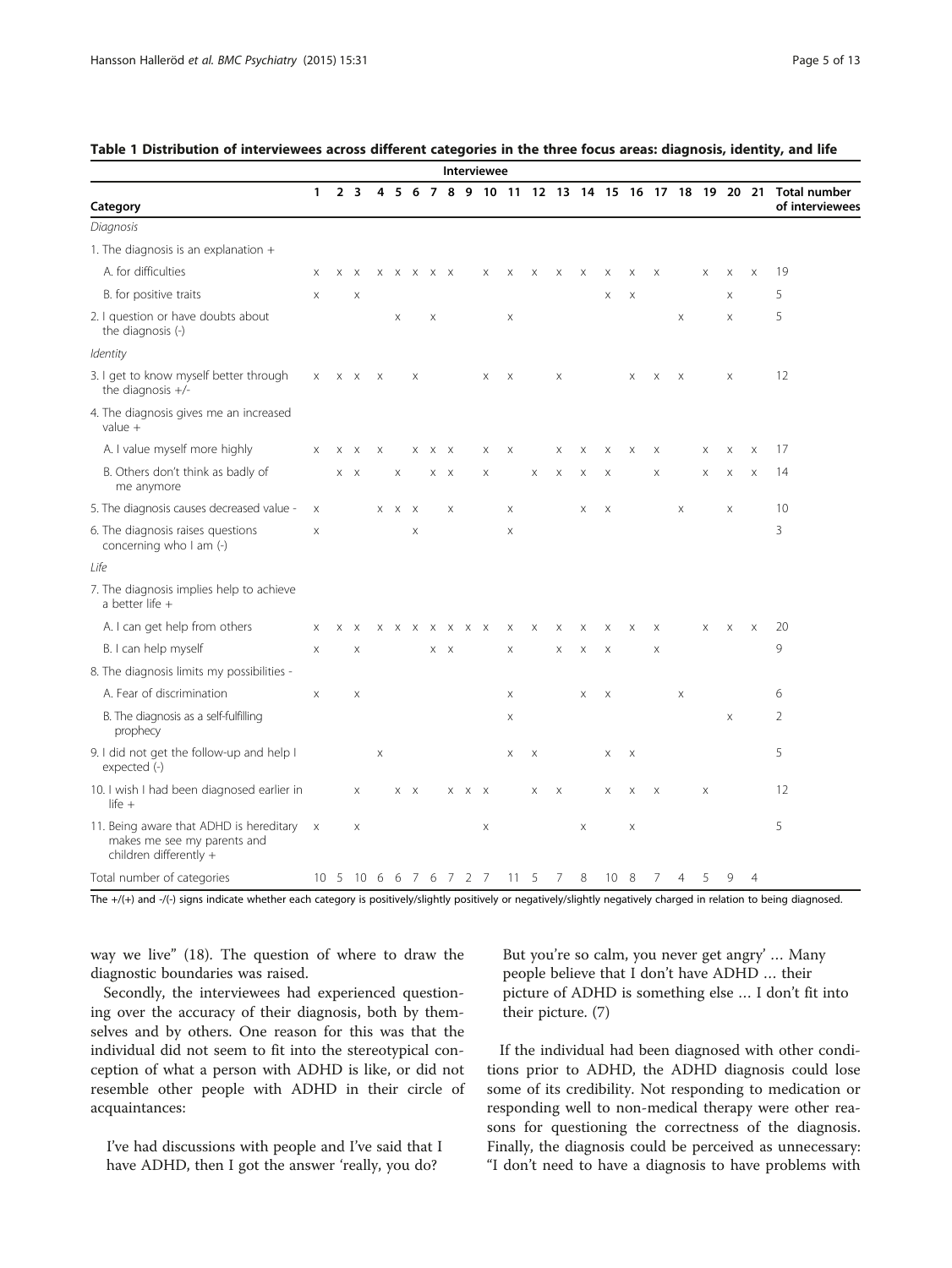**Table 1 Distribution of interviewees across different categories in the three focus areas: diagnosis, identity, and life**

| Category | Interviewee 1 | 2 | 3 | 4 | 5 | 6 | 7 | 8 | 9 | 10 | 11 | 12 | 13 | 14 | 15 | 16 | 17 | 18 | 19 | 20 | 21 | Total number of interviewees |
|---|---|---|---|---|---|---|---|---|---|---|---|---|---|---|---|---|---|---|---|---|---|---|
| *Diagnosis* | | | | | | | | | | | | | | | | | | | | | | |
| 1. The diagnosis is an explanation + | | | | | | | | | | | | | | | | | | | | | | |
| A. for difficulties | x | x | x | x | x | x | x | x | | x | x | x | x | x | x | x | x | | x | x | x | 19 |
| B. for positive traits | x | | x | | | | | | | | | | | | x | x | | | | x | | 5 |
| 2. I question or have doubts about the diagnosis (-) | | | | | x | | x | | | | x | | | | | | | x | | x | | 5 |
| *Identity* | | | | | | | | | | | | | | | | | | | | | | |
| 3. I get to know myself better through the diagnosis +/- | x | x | x | x | | x | | | | x | x | | x | | | x | x | x | | x | | 12 |
| 4. The diagnosis gives me an increased value + | | | | | | | | | | | | | | | | | | | | | | |
| A. I value myself more highly | x | x | x | x | | x | x | x | | x | x | | x | x | x | x | x | | x | x | x | 17 |
| B. Others don't think as badly of me anymore | | x | x | | x | | x | x | | x | | x | x | x | x | | x | | x | x | x | 14 |
| 5. The diagnosis causes decreased value - | x | | | x | x | x | | x | | | x | | | x | x | | | x | | x | | 10 |
| 6. The diagnosis raises questions concerning who I am (-) | x | | | | | x | | | | | x | | | | | | | | | | | 3 |
| *Life* | | | | | | | | | | | | | | | | | | | | | | |
| 7. The diagnosis implies help to achieve a better life + | | | | | | | | | | | | | | | | | | | | | | |
| A. I can get help from others | x | x | x | x | x | x | x | x | x | x | x | x | x | x | x | x | x | | x | x | x | 20 |
| B. I can help myself | x | | x | | | | x | x | | | x | | x | x | x | | x | | | | | 9 |
| 8. The diagnosis limits my possibilities - | | | | | | | | | | | | | | | | | | | | | | |
| A. Fear of discrimination | x | | x | | | | | | | | x | | | x | x | | | x | | | | 6 |
| B. The diagnosis as a self-fulfilling prophecy | | | | | | | | | | | x | | | | | | | | | x | | 2 |
| 9. I did not get the follow-up and help I expected (-) | | | | x | | | | | | | x | x | | | x | x | | | | | | 5 |
| 10. I wish I had been diagnosed earlier in life + | | | x | | x | x | | x | x | x | | x | x | | x | x | x | | x | | | 12 |
| 11. Being aware that ADHD is hereditary makes me see my parents and children differently + | x | | x | | | | | | | x | | | | x | | x | | | | | | 5 |
| Total number of categories | 10 | 5 | 10 | 6 | 6 | 7 | 6 | 7 | 2 | 7 | 11 | 5 | 7 | 8 | 10 | 8 | 7 | 4 | 5 | 9 | 4 | |

The +/(+) and -/(-) signs indicate whether each category is positively/slightly positively or negatively/slightly negatively charged in relation to being diagnosed.

way we live" (18). The question of where to draw the diagnostic boundaries was raised.

Secondly, the interviewees had experienced questioning over the accuracy of their diagnosis, both by themselves and by others. One reason for this was that the individual did not seem to fit into the stereotypical conception of what a person with ADHD is like, or did not resemble other people with ADHD in their circle of acquaintances:

> I've had discussions with people and I've said that I have ADHD, then I got the answer 'really, you do? But you're so calm, you never get angry' … Many people believe that I don't have ADHD … their picture of ADHD is something else … I don't fit into their picture. (7)

If the individual had been diagnosed with other conditions prior to ADHD, the ADHD diagnosis could lose some of its credibility. Not responding to medication or responding well to non-medical therapy were other reasons for questioning the correctness of the diagnosis. Finally, the diagnosis could be perceived as unnecessary: "I don't need to have a diagnosis to have problems with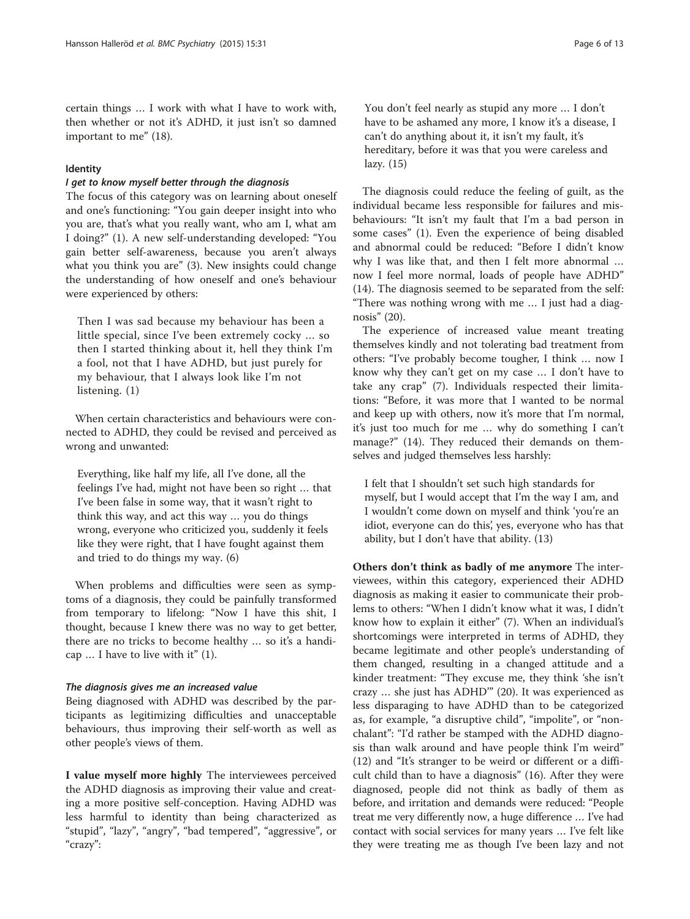certain things … I work with what I have to work with, then whether or not it's ADHD, it just isn't so damned important to me" (18).

### Identity

#### *I get to know myself better through the diagnosis*

The focus of this category was on learning about oneself and one's functioning: "You gain deeper insight into who you are, that's what you really want, who am I, what am I doing?" (1). A new self-understanding developed: "You gain better self-awareness, because you aren't always what you think you are" (3). New insights could change the understanding of how oneself and one's behaviour were experienced by others:

> Then I was sad because my behaviour has been a little special, since I've been extremely cocky … so then I started thinking about it, hell they think I'm a fool, not that I have ADHD, but just purely for my behaviour, that I always look like I'm not listening. (1)

When certain characteristics and behaviours were connected to ADHD, they could be revised and perceived as wrong and unwanted:

> Everything, like half my life, all I've done, all the feelings I've had, might not have been so right … that I've been false in some way, that it wasn't right to think this way, and act this way … you do things wrong, everyone who criticized you, suddenly it feels like they were right, that I have fought against them and tried to do things my way. (6)

When problems and difficulties were seen as symptoms of a diagnosis, they could be painfully transformed from temporary to lifelong: "Now I have this shit, I thought, because I knew there was no way to get better, there are no tricks to become healthy … so it's a handicap … I have to live with it" (1).

#### *The diagnosis gives me an increased value*

Being diagnosed with ADHD was described by the participants as legitimizing difficulties and unacceptable behaviours, thus improving their self-worth as well as other people's views of them.

**I value myself more highly** The interviewees perceived the ADHD diagnosis as improving their value and creating a more positive self-conception. Having ADHD was less harmful to identity than being characterized as "stupid", "lazy", "angry", "bad tempered", "aggressive", or "crazy":

> You don't feel nearly as stupid any more … I don't have to be ashamed any more, I know it's a disease, I can't do anything about it, it isn't my fault, it's hereditary, before it was that you were careless and lazy. (15)

The diagnosis could reduce the feeling of guilt, as the individual became less responsible for failures and misbehaviours: "It isn't my fault that I'm a bad person in some cases" (1). Even the experience of being disabled and abnormal could be reduced: "Before I didn't know why I was like that, and then I felt more abnormal … now I feel more normal, loads of people have ADHD" (14). The diagnosis seemed to be separated from the self: "There was nothing wrong with me … I just had a diagnosis" (20).

The experience of increased value meant treating themselves kindly and not tolerating bad treatment from others: "I've probably become tougher, I think … now I know why they can't get on my case … I don't have to take any crap" (7). Individuals respected their limitations: "Before, it was more that I wanted to be normal and keep up with others, now it's more that I'm normal, it's just too much for me … why do something I can't manage?" (14). They reduced their demands on themselves and judged themselves less harshly:

> I felt that I shouldn't set such high standards for myself, but I would accept that I'm the way I am, and I wouldn't come down on myself and think 'you're an idiot, everyone can do this', yes, everyone who has that ability, but I don't have that ability. (13)

**Others don't think as badly of me anymore** The interviewees, within this category, experienced their ADHD diagnosis as making it easier to communicate their problems to others: "When I didn't know what it was, I didn't know how to explain it either" (7). When an individual's shortcomings were interpreted in terms of ADHD, they became legitimate and other people's understanding of them changed, resulting in a changed attitude and a kinder treatment: "They excuse me, they think 'she isn't crazy … she just has ADHD'" (20). It was experienced as less disparaging to have ADHD than to be categorized as, for example, "a disruptive child", "impolite", or "nonchalant": "I'd rather be stamped with the ADHD diagnosis than walk around and have people think I'm weird" (12) and "It's stranger to be weird or different or a difficult child than to have a diagnosis" (16). After they were diagnosed, people did not think as badly of them as before, and irritation and demands were reduced: "People treat me very differently now, a huge difference … I've had contact with social services for many years … I've felt like they were treating me as though I've been lazy and not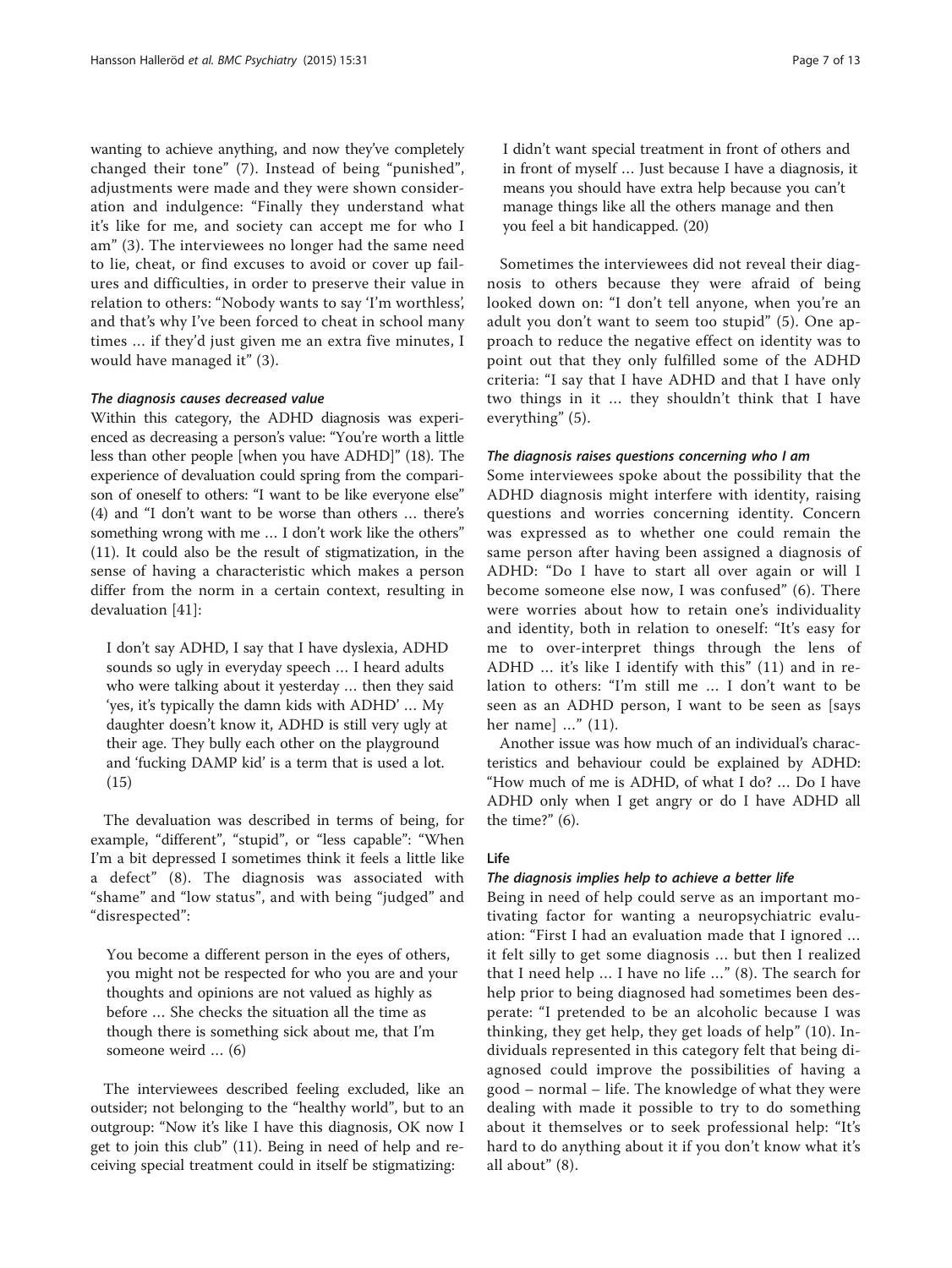wanting to achieve anything, and now they've completely changed their tone" (7). Instead of being "punished", adjustments were made and they were shown consideration and indulgence: "Finally they understand what it's like for me, and society can accept me for who I am" (3). The interviewees no longer had the same need to lie, cheat, or find excuses to avoid or cover up failures and difficulties, in order to preserve their value in relation to others: "Nobody wants to say 'I'm worthless', and that's why I've been forced to cheat in school many times … if they'd just given me an extra five minutes, I would have managed it" (3).

#### *The diagnosis causes decreased value*

Within this category, the ADHD diagnosis was experienced as decreasing a person's value: "You're worth a little less than other people [when you have ADHD]" (18). The experience of devaluation could spring from the comparison of oneself to others: "I want to be like everyone else" (4) and "I don't want to be worse than others … there's something wrong with me … I don't work like the others" (11). It could also be the result of stigmatization, in the sense of having a characteristic which makes a person differ from the norm in a certain context, resulting in devaluation [41]:

> I don't say ADHD, I say that I have dyslexia, ADHD sounds so ugly in everyday speech … I heard adults who were talking about it yesterday … then they said 'yes, it's typically the damn kids with ADHD' … My daughter doesn't know it, ADHD is still very ugly at their age. They bully each other on the playground and 'fucking DAMP kid' is a term that is used a lot. (15)

The devaluation was described in terms of being, for example, "different", "stupid", or "less capable": "When I'm a bit depressed I sometimes think it feels a little like a defect" (8). The diagnosis was associated with "shame" and "low status", and with being "judged" and "disrespected":

> You become a different person in the eyes of others, you might not be respected for who you are and your thoughts and opinions are not valued as highly as before … She checks the situation all the time as though there is something sick about me, that I'm someone weird … (6)

The interviewees described feeling excluded, like an outsider; not belonging to the "healthy world", but to an outgroup: "Now it's like I have this diagnosis, OK now I get to join this club" (11). Being in need of help and receiving special treatment could in itself be stigmatizing:

> I didn't want special treatment in front of others and in front of myself … Just because I have a diagnosis, it means you should have extra help because you can't manage things like all the others manage and then you feel a bit handicapped. (20)

Sometimes the interviewees did not reveal their diagnosis to others because they were afraid of being looked down on: "I don't tell anyone, when you're an adult you don't want to seem too stupid" (5). One approach to reduce the negative effect on identity was to point out that they only fulfilled some of the ADHD criteria: "I say that I have ADHD and that I have only two things in it … they shouldn't think that I have everything" (5).

#### *The diagnosis raises questions concerning who I am*

Some interviewees spoke about the possibility that the ADHD diagnosis might interfere with identity, raising questions and worries concerning identity. Concern was expressed as to whether one could remain the same person after having been assigned a diagnosis of ADHD: "Do I have to start all over again or will I become someone else now, I was confused" (6). There were worries about how to retain one's individuality and identity, both in relation to oneself: "It's easy for me to over-interpret things through the lens of ADHD … it's like I identify with this" (11) and in relation to others: "I'm still me … I don't want to be seen as an ADHD person, I want to be seen as [says her name] …" (11).

Another issue was how much of an individual's characteristics and behaviour could be explained by ADHD: "How much of me is ADHD, of what I do? … Do I have ADHD only when I get angry or do I have ADHD all the time?" (6).

### Life

#### *The diagnosis implies help to achieve a better life*

Being in need of help could serve as an important motivating factor for wanting a neuropsychiatric evaluation: "First I had an evaluation made that I ignored … it felt silly to get some diagnosis … but then I realized that I need help … I have no life …" (8). The search for help prior to being diagnosed had sometimes been desperate: "I pretended to be an alcoholic because I was thinking, they get help, they get loads of help" (10). Individuals represented in this category felt that being diagnosed could improve the possibilities of having a good – normal – life. The knowledge of what they were dealing with made it possible to try to do something about it themselves or to seek professional help: "It's hard to do anything about it if you don't know what it's all about" (8).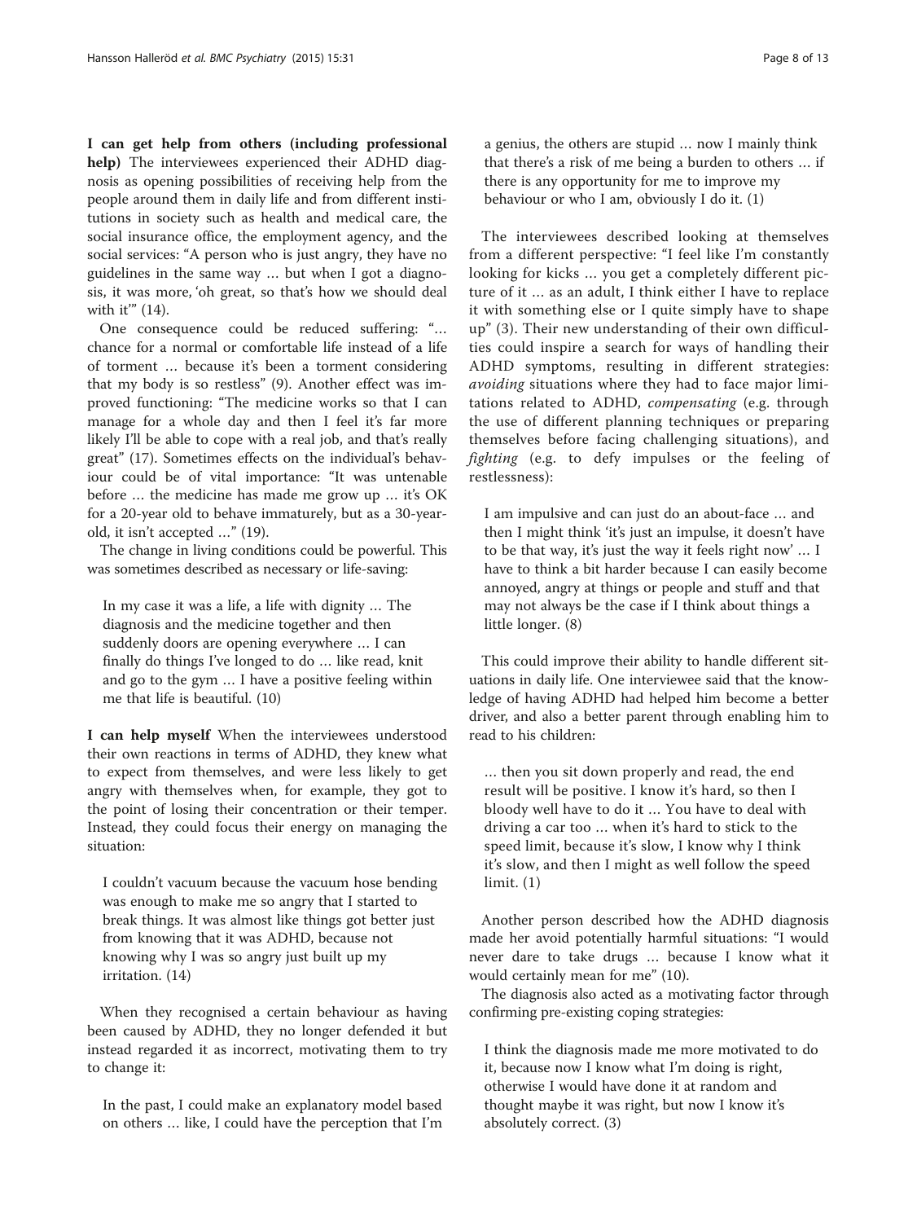**I can get help from others (including professional help)** The interviewees experienced their ADHD diagnosis as opening possibilities of receiving help from the people around them in daily life and from different institutions in society such as health and medical care, the social insurance office, the employment agency, and the social services: "A person who is just angry, they have no guidelines in the same way … but when I got a diagnosis, it was more, 'oh great, so that's how we should deal with it'" (14).

One consequence could be reduced suffering: "… chance for a normal or comfortable life instead of a life of torment … because it's been a torment considering that my body is so restless" (9). Another effect was improved functioning: "The medicine works so that I can manage for a whole day and then I feel it's far more likely I'll be able to cope with a real job, and that's really great" (17). Sometimes effects on the individual's behaviour could be of vital importance: "It was untenable before … the medicine has made me grow up … it's OK for a 20-year old to behave immaturely, but as a 30-year-old, it isn't accepted …" (19).

The change in living conditions could be powerful. This was sometimes described as necessary or life-saving:

> In my case it was a life, a life with dignity … The diagnosis and the medicine together and then suddenly doors are opening everywhere … I can finally do things I've longed to do … like read, knit and go to the gym … I have a positive feeling within me that life is beautiful. (10)

**I can help myself** When the interviewees understood their own reactions in terms of ADHD, they knew what to expect from themselves, and were less likely to get angry with themselves when, for example, they got to the point of losing their concentration or their temper. Instead, they could focus their energy on managing the situation:

> I couldn't vacuum because the vacuum hose bending was enough to make me so angry that I started to break things. It was almost like things got better just from knowing that it was ADHD, because not knowing why I was so angry just built up my irritation. (14)

When they recognised a certain behaviour as having been caused by ADHD, they no longer defended it but instead regarded it as incorrect, motivating them to try to change it:

> In the past, I could make an explanatory model based on others … like, I could have the perception that I'm a genius, the others are stupid … now I mainly think that there's a risk of me being a burden to others … if there is any opportunity for me to improve my behaviour or who I am, obviously I do it. (1)

The interviewees described looking at themselves from a different perspective: "I feel like I'm constantly looking for kicks … you get a completely different picture of it … as an adult, I think either I have to replace it with something else or I quite simply have to shape up" (3). Their new understanding of their own difficulties could inspire a search for ways of handling their ADHD symptoms, resulting in different strategies: *avoiding* situations where they had to face major limitations related to ADHD, *compensating* (e.g. through the use of different planning techniques or preparing themselves before facing challenging situations), and *fighting* (e.g. to defy impulses or the feeling of restlessness):

> I am impulsive and can just do an about-face … and then I might think 'it's just an impulse, it doesn't have to be that way, it's just the way it feels right now' … I have to think a bit harder because I can easily become annoyed, angry at things or people and stuff and that may not always be the case if I think about things a little longer. (8)

This could improve their ability to handle different situations in daily life. One interviewee said that the knowledge of having ADHD had helped him become a better driver, and also a better parent through enabling him to read to his children:

> … then you sit down properly and read, the end result will be positive. I know it's hard, so then I bloody well have to do it … You have to deal with driving a car too … when it's hard to stick to the speed limit, because it's slow, I know why I think it's slow, and then I might as well follow the speed limit. (1)

Another person described how the ADHD diagnosis made her avoid potentially harmful situations: "I would never dare to take drugs … because I know what it would certainly mean for me" (10).

The diagnosis also acted as a motivating factor through confirming pre-existing coping strategies:

> I think the diagnosis made me more motivated to do it, because now I know what I'm doing is right, otherwise I would have done it at random and thought maybe it was right, but now I know it's absolutely correct. (3)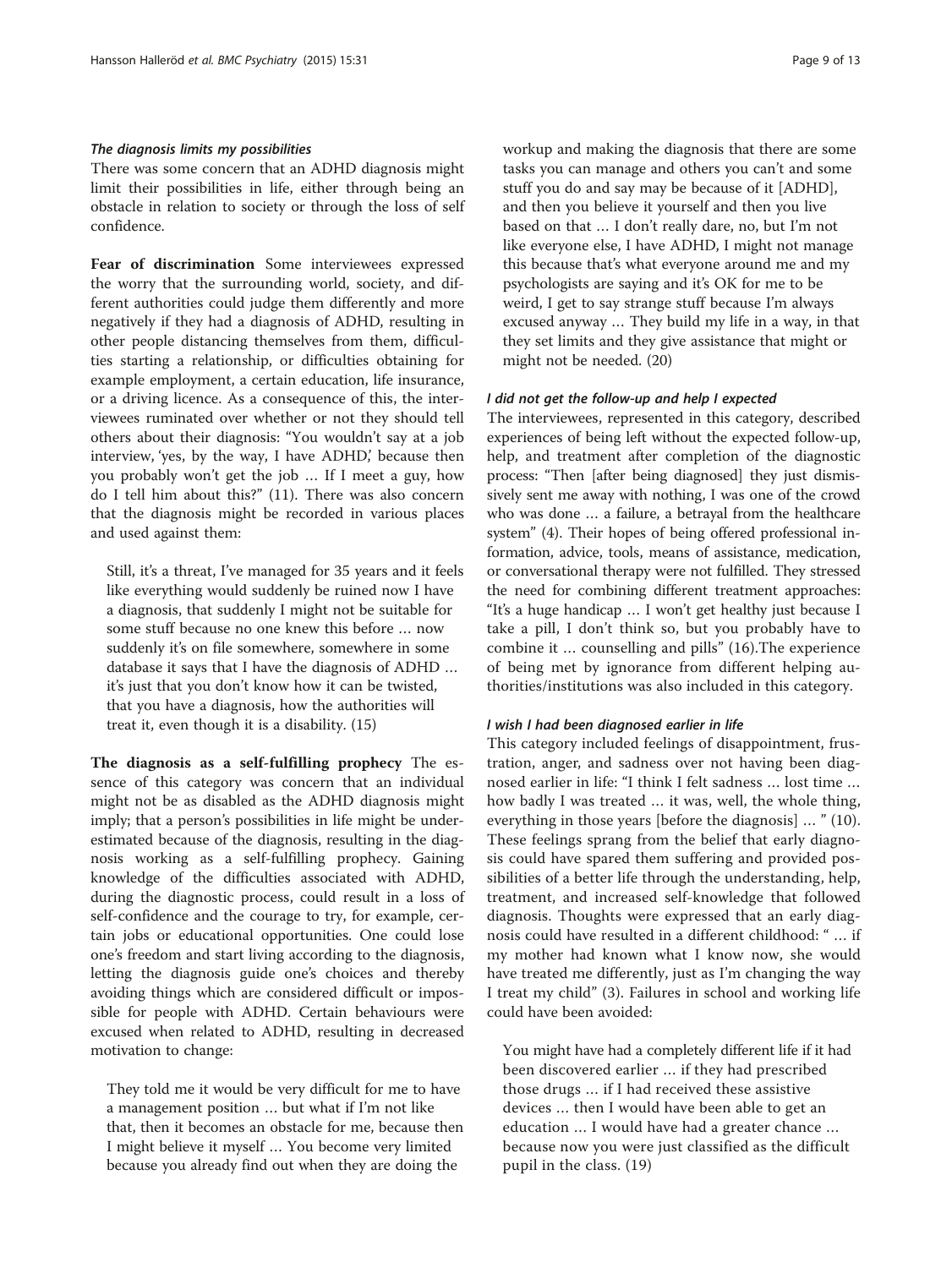#### *The diagnosis limits my possibilities*

There was some concern that an ADHD diagnosis might limit their possibilities in life, either through being an obstacle in relation to society or through the loss of self confidence.

**Fear of discrimination** Some interviewees expressed the worry that the surrounding world, society, and different authorities could judge them differently and more negatively if they had a diagnosis of ADHD, resulting in other people distancing themselves from them, difficulties starting a relationship, or difficulties obtaining for example employment, a certain education, life insurance, or a driving licence. As a consequence of this, the interviewees ruminated over whether or not they should tell others about their diagnosis: "You wouldn't say at a job interview, 'yes, by the way, I have ADHD,' because then you probably won't get the job … If I meet a guy, how do I tell him about this?" (11). There was also concern that the diagnosis might be recorded in various places and used against them:

> Still, it's a threat, I've managed for 35 years and it feels like everything would suddenly be ruined now I have a diagnosis, that suddenly I might not be suitable for some stuff because no one knew this before … now suddenly it's on file somewhere, somewhere in some database it says that I have the diagnosis of ADHD … it's just that you don't know how it can be twisted, that you have a diagnosis, how the authorities will treat it, even though it is a disability. (15)

**The diagnosis as a self-fulfilling prophecy** The essence of this category was concern that an individual might not be as disabled as the ADHD diagnosis might imply; that a person's possibilities in life might be underestimated because of the diagnosis, resulting in the diagnosis working as a self-fulfilling prophecy. Gaining knowledge of the difficulties associated with ADHD, during the diagnostic process, could result in a loss of self-confidence and the courage to try, for example, certain jobs or educational opportunities. One could lose one's freedom and start living according to the diagnosis, letting the diagnosis guide one's choices and thereby avoiding things which are considered difficult or impossible for people with ADHD. Certain behaviours were excused when related to ADHD, resulting in decreased motivation to change:

> They told me it would be very difficult for me to have a management position … but what if I'm not like that, then it becomes an obstacle for me, because then I might believe it myself … You become very limited because you already find out when they are doing the workup and making the diagnosis that there are some tasks you can manage and others you can't and some stuff you do and say may be because of it [ADHD], and then you believe it yourself and then you live based on that … I don't really dare, no, but I'm not like everyone else, I have ADHD, I might not manage this because that's what everyone around me and my psychologists are saying and it's OK for me to be weird, I get to say strange stuff because I'm always excused anyway … They build my life in a way, in that they set limits and they give assistance that might or might not be needed. (20)

#### *I did not get the follow-up and help I expected*

The interviewees, represented in this category, described experiences of being left without the expected follow-up, help, and treatment after completion of the diagnostic process: "Then [after being diagnosed] they just dismissively sent me away with nothing, I was one of the crowd who was done … a failure, a betrayal from the healthcare system" (4). Their hopes of being offered professional information, advice, tools, means of assistance, medication, or conversational therapy were not fulfilled. They stressed the need for combining different treatment approaches: "It's a huge handicap … I won't get healthy just because I take a pill, I don't think so, but you probably have to combine it … counselling and pills" (16).The experience of being met by ignorance from different helping authorities/institutions was also included in this category.

#### *I wish I had been diagnosed earlier in life*

This category included feelings of disappointment, frustration, anger, and sadness over not having been diagnosed earlier in life: "I think I felt sadness … lost time … how badly I was treated … it was, well, the whole thing, everything in those years [before the diagnosis] … " (10). These feelings sprang from the belief that early diagnosis could have spared them suffering and provided possibilities of a better life through the understanding, help, treatment, and increased self-knowledge that followed diagnosis. Thoughts were expressed that an early diagnosis could have resulted in a different childhood: " … if my mother had known what I know now, she would have treated me differently, just as I'm changing the way I treat my child" (3). Failures in school and working life could have been avoided:

> You might have had a completely different life if it had been discovered earlier … if they had prescribed those drugs … if I had received these assistive devices … then I would have been able to get an education … I would have had a greater chance … because now you were just classified as the difficult pupil in the class. (19)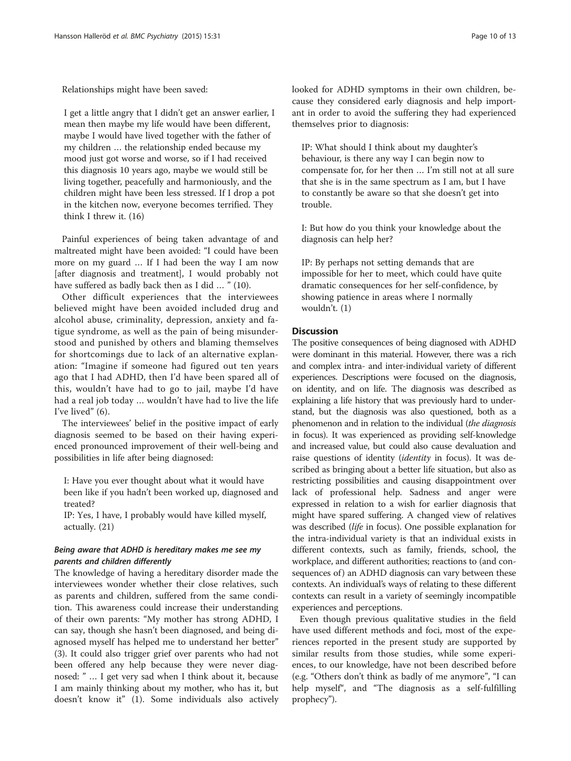Relationships might have been saved:

> I get a little angry that I didn't get an answer earlier, I mean then maybe my life would have been different, maybe I would have lived together with the father of my children … the relationship ended because my mood just got worse and worse, so if I had received this diagnosis 10 years ago, maybe we would still be living together, peacefully and harmoniously, and the children might have been less stressed. If I drop a pot in the kitchen now, everyone becomes terrified. They think I threw it. (16)

Painful experiences of being taken advantage of and maltreated might have been avoided: "I could have been more on my guard … If I had been the way I am now [after diagnosis and treatment], I would probably not have suffered as badly back then as I did … " (10).

Other difficult experiences that the interviewees believed might have been avoided included drug and alcohol abuse, criminality, depression, anxiety and fatigue syndrome, as well as the pain of being misunderstood and punished by others and blaming themselves for shortcomings due to lack of an alternative explanation: "Imagine if someone had figured out ten years ago that I had ADHD, then I'd have been spared all of this, wouldn't have had to go to jail, maybe I'd have had a real job today … wouldn't have had to live the life I've lived" (6).

The interviewees' belief in the positive impact of early diagnosis seemed to be based on their having experienced pronounced improvement of their well-being and possibilities in life after being diagnosed:

> I: Have you ever thought about what it would have been like if you hadn't been worked up, diagnosed and treated?
> IP: Yes, I have, I probably would have killed myself, actually. (21)

### *Being aware that ADHD is hereditary makes me see my parents and children differently*

The knowledge of having a hereditary disorder made the interviewees wonder whether their close relatives, such as parents and children, suffered from the same condition. This awareness could increase their understanding of their own parents: "My mother has strong ADHD, I can say, though she hasn't been diagnosed, and being diagnosed myself has helped me to understand her better" (3). It could also trigger grief over parents who had not been offered any help because they were never diagnosed: " … I get very sad when I think about it, because I am mainly thinking about my mother, who has it, but doesn't know it" (1). Some individuals also actively looked for ADHD symptoms in their own children, because they considered early diagnosis and help important in order to avoid the suffering they had experienced themselves prior to diagnosis:

> IP: What should I think about my daughter's behaviour, is there any way I can begin now to compensate for, for her then … I'm still not at all sure that she is in the same spectrum as I am, but I have to constantly be aware so that she doesn't get into trouble.
>
> I: But how do you think your knowledge about the diagnosis can help her?
>
> IP: By perhaps not setting demands that are impossible for her to meet, which could have quite dramatic consequences for her self-confidence, by showing patience in areas where I normally wouldn't. (1)

## Discussion

The positive consequences of being diagnosed with ADHD were dominant in this material. However, there was a rich and complex intra- and inter-individual variety of different experiences. Descriptions were focused on the diagnosis, on identity, and on life. The diagnosis was described as explaining a life history that was previously hard to understand, but the diagnosis was also questioned, both as a phenomenon and in relation to the individual (*the diagnosis* in focus). It was experienced as providing self-knowledge and increased value, but could also cause devaluation and raise questions of identity (*identity* in focus). It was described as bringing about a better life situation, but also as restricting possibilities and causing disappointment over lack of professional help. Sadness and anger were expressed in relation to a wish for earlier diagnosis that might have spared suffering. A changed view of relatives was described (*life* in focus). One possible explanation for the intra-individual variety is that an individual exists in different contexts, such as family, friends, school, the workplace, and different authorities; reactions to (and consequences of) an ADHD diagnosis can vary between these contexts. An individual's ways of relating to these different contexts can result in a variety of seemingly incompatible experiences and perceptions.

Even though previous qualitative studies in the field have used different methods and foci, most of the experiences reported in the present study are supported by similar results from those studies, while some experiences, to our knowledge, have not been described before (e.g. "Others don't think as badly of me anymore", "I can help myself", and "The diagnosis as a self-fulfilling prophecy").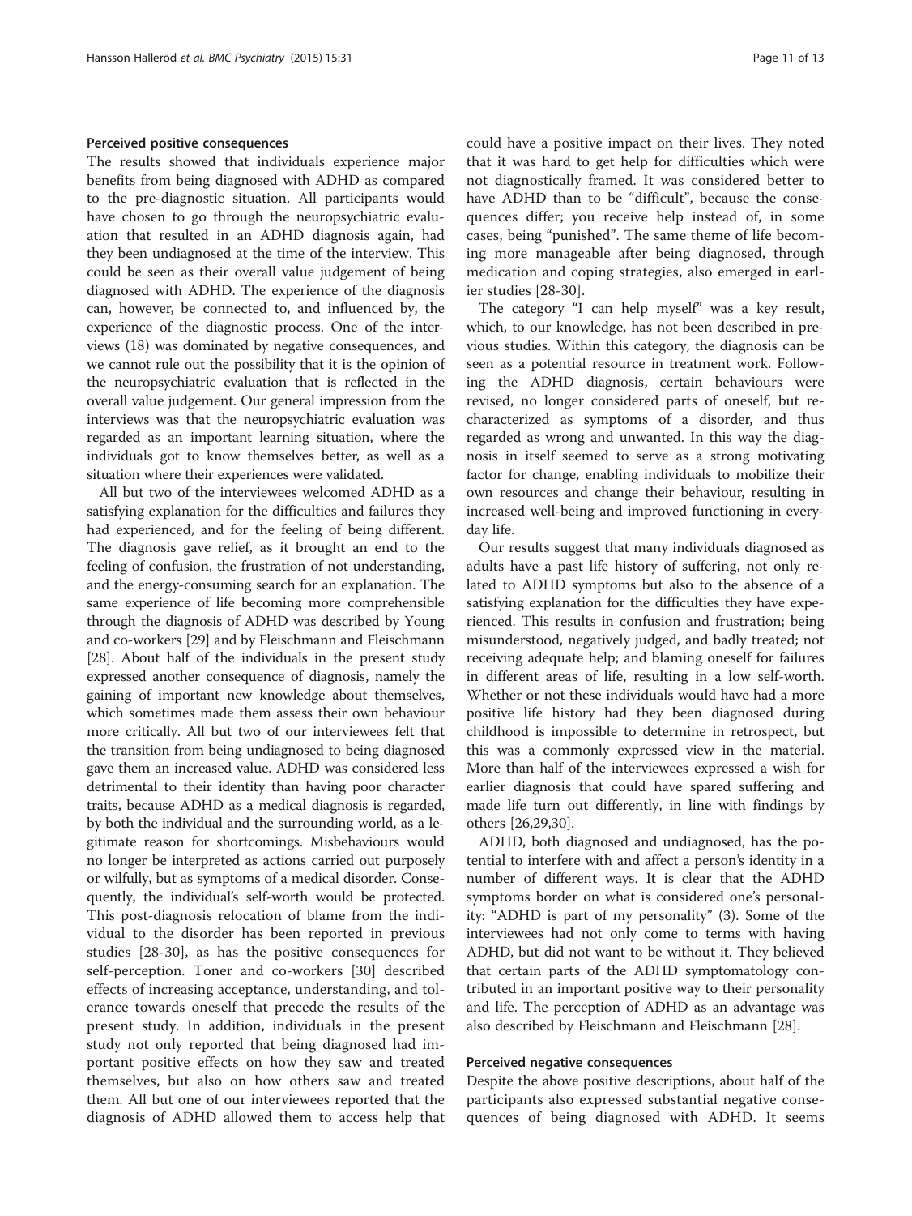### Perceived positive consequences

The results showed that individuals experience major benefits from being diagnosed with ADHD as compared to the pre-diagnostic situation. All participants would have chosen to go through the neuropsychiatric evaluation that resulted in an ADHD diagnosis again, had they been undiagnosed at the time of the interview. This could be seen as their overall value judgement of being diagnosed with ADHD. The experience of the diagnosis can, however, be connected to, and influenced by, the experience of the diagnostic process. One of the interviews (18) was dominated by negative consequences, and we cannot rule out the possibility that it is the opinion of the neuropsychiatric evaluation that is reflected in the overall value judgement. Our general impression from the interviews was that the neuropsychiatric evaluation was regarded as an important learning situation, where the individuals got to know themselves better, as well as a situation where their experiences were validated.

All but two of the interviewees welcomed ADHD as a satisfying explanation for the difficulties and failures they had experienced, and for the feeling of being different. The diagnosis gave relief, as it brought an end to the feeling of confusion, the frustration of not understanding, and the energy-consuming search for an explanation. The same experience of life becoming more comprehensible through the diagnosis of ADHD was described by Young and co-workers [29] and by Fleischmann and Fleischmann [28]. About half of the individuals in the present study expressed another consequence of diagnosis, namely the gaining of important new knowledge about themselves, which sometimes made them assess their own behaviour more critically. All but two of our interviewees felt that the transition from being undiagnosed to being diagnosed gave them an increased value. ADHD was considered less detrimental to their identity than having poor character traits, because ADHD as a medical diagnosis is regarded, by both the individual and the surrounding world, as a legitimate reason for shortcomings. Misbehaviours would no longer be interpreted as actions carried out purposely or wilfully, but as symptoms of a medical disorder. Consequently, the individual's self-worth would be protected. This post-diagnosis relocation of blame from the individual to the disorder has been reported in previous studies [28-30], as has the positive consequences for self-perception. Toner and co-workers [30] described effects of increasing acceptance, understanding, and tolerance towards oneself that precede the results of the present study. In addition, individuals in the present study not only reported that being diagnosed had important positive effects on how they saw and treated themselves, but also on how others saw and treated them. All but one of our interviewees reported that the diagnosis of ADHD allowed them to access help that could have a positive impact on their lives. They noted that it was hard to get help for difficulties which were not diagnostically framed. It was considered better to have ADHD than to be "difficult", because the consequences differ; you receive help instead of, in some cases, being "punished". The same theme of life becoming more manageable after being diagnosed, through medication and coping strategies, also emerged in earlier studies [28-30].

The category "I can help myself" was a key result, which, to our knowledge, has not been described in previous studies. Within this category, the diagnosis can be seen as a potential resource in treatment work. Following the ADHD diagnosis, certain behaviours were revised, no longer considered parts of oneself, but recharacterized as symptoms of a disorder, and thus regarded as wrong and unwanted. In this way the diagnosis in itself seemed to serve as a strong motivating factor for change, enabling individuals to mobilize their own resources and change their behaviour, resulting in increased well-being and improved functioning in everyday life.

Our results suggest that many individuals diagnosed as adults have a past life history of suffering, not only related to ADHD symptoms but also to the absence of a satisfying explanation for the difficulties they have experienced. This results in confusion and frustration; being misunderstood, negatively judged, and badly treated; not receiving adequate help; and blaming oneself for failures in different areas of life, resulting in a low self-worth. Whether or not these individuals would have had a more positive life history had they been diagnosed during childhood is impossible to determine in retrospect, but this was a commonly expressed view in the material. More than half of the interviewees expressed a wish for earlier diagnosis that could have spared suffering and made life turn out differently, in line with findings by others [26,29,30].

ADHD, both diagnosed and undiagnosed, has the potential to interfere with and affect a person's identity in a number of different ways. It is clear that the ADHD symptoms border on what is considered one's personality: "ADHD is part of my personality" (3). Some of the interviewees had not only come to terms with having ADHD, but did not want to be without it. They believed that certain parts of the ADHD symptomatology contributed in an important positive way to their personality and life. The perception of ADHD as an advantage was also described by Fleischmann and Fleischmann [28].

### Perceived negative consequences

Despite the above positive descriptions, about half of the participants also expressed substantial negative consequences of being diagnosed with ADHD. It seems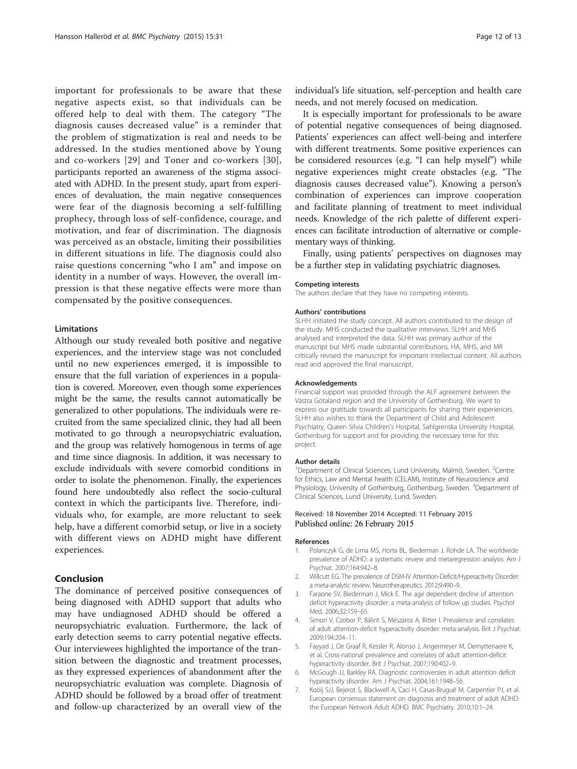important for professionals to be aware that these negative aspects exist, so that individuals can be offered help to deal with them. The category "The diagnosis causes decreased value" is a reminder that the problem of stigmatization is real and needs to be addressed. In the studies mentioned above by Young and co-workers [29] and Toner and co-workers [30], participants reported an awareness of the stigma associated with ADHD. In the present study, apart from experiences of devaluation, the main negative consequences were fear of the diagnosis becoming a self-fulfilling prophecy, through loss of self-confidence, courage, and motivation, and fear of discrimination. The diagnosis was perceived as an obstacle, limiting their possibilities in different situations in life. The diagnosis could also raise questions concerning "who I am" and impose on identity in a number of ways. However, the overall impression is that these negative effects were more than compensated by the positive consequences.

### Limitations

Although our study revealed both positive and negative experiences, and the interview stage was not concluded until no new experiences emerged, it is impossible to ensure that the full variation of experiences in a population is covered. Moreover, even though some experiences might be the same, the results cannot automatically be generalized to other populations. The individuals were recruited from the same specialized clinic, they had all been motivated to go through a neuropsychiatric evaluation, and the group was relatively homogenous in terms of age and time since diagnosis. In addition, it was necessary to exclude individuals with severe comorbid conditions in order to isolate the phenomenon. Finally, the experiences found here undoubtedly also reflect the socio-cultural context in which the participants live. Therefore, individuals who, for example, are more reluctant to seek help, have a different comorbid setup, or live in a society with different views on ADHD might have different experiences.

## Conclusion

The dominance of perceived positive consequences of being diagnosed with ADHD support that adults who may have undiagnosed ADHD should be offered a neuropsychiatric evaluation. Furthermore, the lack of early detection seems to carry potential negative effects. Our interviewees highlighted the importance of the transition between the diagnostic and treatment processes, as they expressed experiences of abandonment after the neuropsychiatric evaluation was complete. Diagnosis of ADHD should be followed by a broad offer of treatment and follow-up characterized by an overall view of the individual's life situation, self-perception and health care needs, and not merely focused on medication.

It is especially important for professionals to be aware of potential negative consequences of being diagnosed. Patients' experiences can affect well-being and interfere with different treatments. Some positive experiences can be considered resources (e.g. "I can help myself") while negative experiences might create obstacles (e.g. "The diagnosis causes decreased value"). Knowing a person's combination of experiences can improve cooperation and facilitate planning of treatment to meet individual needs. Knowledge of the rich palette of different experiences can facilitate introduction of alternative or complementary ways of thinking.

Finally, using patients' perspectives on diagnoses may be a further step in validating psychiatric diagnoses.

#### Competing interests

The authors declare that they have no competing interests.

#### Authors' contributions

SLHH initiated the study concept. All authors contributed to the design of the study. MHS conducted the qualitative interviews. SLHH and MHS analysed and interpreted the data. SLHH was primary author of the manuscript but MHS made substantial contributions. HA, MHS, and MR critically revised the manuscript for important intellectual content. All authors read and approved the final manuscript.

#### Acknowledgements

Financial support was provided through the ALF agreement between the Västra Götaland region and the University of Gothenburg. We want to express our gratitude towards all participants for sharing their experiences. SLHH also wishes to thank the Department of Child and Adolescent Psychiatry, Queen Silvia Children's Hospital, Sahlgrenska University Hospital, Gothenburg for support and for providing the necessary time for this project.

#### Author details

[1]Department of Clinical Sciences, Lund University, Malmö, Sweden. [2]Centre for Ethics, Law and Mental health (CELAM), Institute of Neuroscience and Physiology, University of Gothenburg, Gothenburg, Sweden. [3]Department of Clinical Sciences, Lund University, Lund, Sweden.

Received: 18 November 2014 Accepted: 11 February 2015
Published online: 26 February 2015

#### References

1. Polanczyk G, de Lima MS, Horta BL, Biederman J, Rohde LA. The worldwide prevalence of ADHD: a systematic review and metaregression analysis. Am J Psychiat. 2007;164:942–8.
2. Willcutt EG. The prevalence of DSM-IV Attention-Deficit/Hyperactivity Disorder: a meta-analytic review. Neurotherapeutics. 2012;9:490–9.
3. Faraone SV, Biederman J, Mick E. The age dependent decline of attention deficit hyperactivity disorder: a meta-analysis of follow up studies. Psychol Med. 2006;32:159–65.
4. Simon V, Czobor P, Bálint S, Mészáros A, Bitter I. Prevalence and correlates of adult attention-deficit hyperactivity disorder: meta-analysis. Brit J Psychiat. 2009;194:204–11.
5. Fayyad J, De Graaf R, Kessler R, Alonso J, Angermeyer M, Demyttenaere K, et al. Cross-national prevalence and correlates of adult attention-deficit hyperactivity disorder. Brit J Psychiat. 2007;190:402–9.
6. McGough JJ, Barkley RA. Diagnostic controversies in adult attention deficit hyperactivity disorder. Am J Psychiat. 2004;161:1948–56.
7. Kooij SJJ, Bejerot S, Blackwell A, Caci H, Casas-Brugué M, Carpentier PJ, et al. European consensus statement on diagnosis and treatment of adult ADHD: the European Network Adult ADHD. BMC Psychiatry. 2010;10:1–24.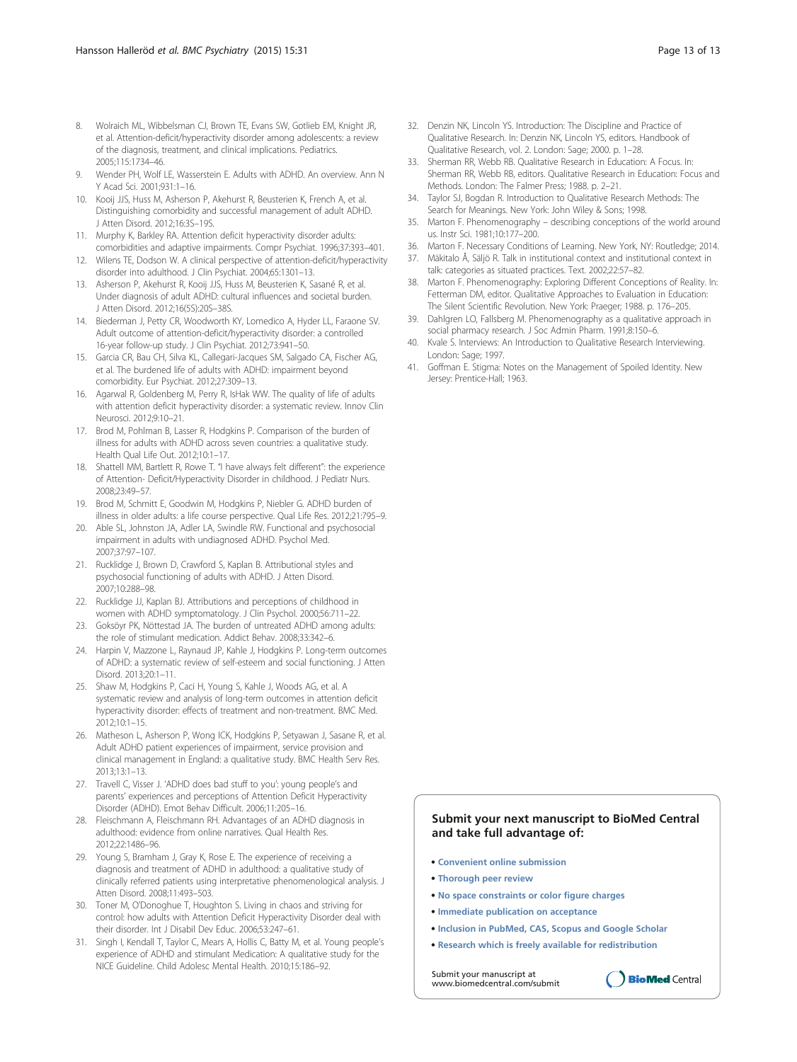8. Wolraich ML, Wibbelsman CJ, Brown TE, Evans SW, Gotlieb EM, Knight JR, et al. Attention-deficit/hyperactivity disorder among adolescents: a review of the diagnosis, treatment, and clinical implications. Pediatrics. 2005;115:1734–46.
9. Wender PH, Wolf LE, Wasserstein E. Adults with ADHD. An overview. Ann N Y Acad Sci. 2001;931:1–16.
10. Kooij JJS, Huss M, Asherson P, Akehurst R, Beusterien K, French A, et al. Distinguishing comorbidity and successful management of adult ADHD. J Atten Disord. 2012;16:3S–19S.
11. Murphy K, Barkley RA. Attention deficit hyperactivity disorder adults: comorbidities and adaptive impairments. Compr Psychiat. 1996;37:393–401.
12. Wilens TE, Dodson W. A clinical perspective of attention-deficit/hyperactivity disorder into adulthood. J Clin Psychiat. 2004;65:1301–13.
13. Asherson P, Akehurst R, Kooij JJS, Huss M, Beusterien K, Sasané R, et al. Under diagnosis of adult ADHD: cultural influences and societal burden. J Atten Disord. 2012;16(5S):20S–38S.
14. Biederman J, Petty CR, Woodworth KY, Lomedico A, Hyder LL, Faraone SV. Adult outcome of attention-deficit/hyperactivity disorder: a controlled 16-year follow-up study. J Clin Psychiat. 2012;73:941–50.
15. Garcia CR, Bau CH, Silva KL, Callegari-Jacques SM, Salgado CA, Fischer AG, et al. The burdened life of adults with ADHD: impairment beyond comorbidity. Eur Psychiat. 2012;27:309–13.
16. Agarwal R, Goldenberg M, Perry R, IsHak WW. The quality of life of adults with attention deficit hyperactivity disorder: a systematic review. Innov Clin Neurosci. 2012;9:10–21.
17. Brod M, Pohlman B, Lasser R, Hodgkins P. Comparison of the burden of illness for adults with ADHD across seven countries: a qualitative study. Health Qual Life Out. 2012;10:1–17.
18. Shattell MM, Bartlett R, Rowe T. "I have always felt different": the experience of Attention- Deficit/Hyperactivity Disorder in childhood. J Pediatr Nurs. 2008;23:49–57.
19. Brod M, Schmitt E, Goodwin M, Hodgkins P, Niebler G. ADHD burden of illness in older adults: a life course perspective. Qual Life Res. 2012;21:795–9.
20. Able SL, Johnston JA, Adler LA, Swindle RW. Functional and psychosocial impairment in adults with undiagnosed ADHD. Psychol Med. 2007;37:97–107.
21. Rucklidge J, Brown D, Crawford S, Kaplan B. Attributional styles and psychosocial functioning of adults with ADHD. J Atten Disord. 2007;10:288–98.
22. Rucklidge JJ, Kaplan BJ. Attributions and perceptions of childhood in women with ADHD symptomatology. J Clin Psychol. 2000;56:711–22.
23. Goksöyr PK, Nöttestad JA. The burden of untreated ADHD among adults: the role of stimulant medication. Addict Behav. 2008;33:342–6.
24. Harpin V, Mazzone L, Raynaud JP, Kahle J, Hodgkins P. Long-term outcomes of ADHD: a systematic review of self-esteem and social functioning. J Atten Disord. 2013;20:1–11.
25. Shaw M, Hodgkins P, Caci H, Young S, Kahle J, Woods AG, et al. A systematic review and analysis of long-term outcomes in attention deficit hyperactivity disorder: effects of treatment and non-treatment. BMC Med. 2012;10:1–15.
26. Matheson L, Asherson P, Wong ICK, Hodgkins P, Setyawan J, Sasane R, et al. Adult ADHD patient experiences of impairment, service provision and clinical management in England: a qualitative study. BMC Health Serv Res. 2013;13:1–13.
27. Travell C, Visser J. 'ADHD does bad stuff to you': young people's and parents' experiences and perceptions of Attention Deficit Hyperactivity Disorder (ADHD). Emot Behav Difficult. 2006;11:205–16.
28. Fleischmann A, Fleischmann RH. Advantages of an ADHD diagnosis in adulthood: evidence from online narratives. Qual Health Res. 2012;22:1486–96.
29. Young S, Bramham J, Gray K, Rose E. The experience of receiving a diagnosis and treatment of ADHD in adulthood: a qualitative study of clinically referred patients using interpretative phenomenological analysis. J Atten Disord. 2008;11:493–503.
30. Toner M, O'Donoghue T, Houghton S. Living in chaos and striving for control: how adults with Attention Deficit Hyperactivity Disorder deal with their disorder. Int J Disabil Dev Educ. 2006;53:247–61.
31. Singh I, Kendall T, Taylor C, Mears A, Hollis C, Batty M, et al. Young people's experience of ADHD and stimulant Medication: A qualitative study for the NICE Guideline. Child Adolesc Mental Health. 2010;15:186–92.
32. Denzin NK, Lincoln YS. Introduction: The Discipline and Practice of Qualitative Research. In: Denzin NK, Lincoln YS, editors. Handbook of Qualitative Research, vol. 2. London: Sage; 2000. p. 1–28.
33. Sherman RR, Webb RB. Qualitative Research in Education: A Focus. In: Sherman RR, Webb RB, editors. Qualitative Research in Education: Focus and Methods. London: The Falmer Press; 1988. p. 2–21.
34. Taylor SJ, Bogdan R. Introduction to Qualitative Research Methods: The Search for Meanings. New York: John Wiley & Sons; 1998.
35. Marton F. Phenomenography – describing conceptions of the world around us. Instr Sci. 1981;10:177–200.
36. Marton F. Necessary Conditions of Learning. New York, NY: Routledge; 2014.
37. Mäkitalo Å, Säljö R. Talk in institutional context and institutional context in talk: categories as situated practices. Text. 2002;22:57–82.
38. Marton F. Phenomenography: Exploring Different Conceptions of Reality. In: Fetterman DM, editor. Qualitative Approaches to Evaluation in Education: The Silent Scientific Revolution. New York: Praeger; 1988. p. 176–205.
39. Dahlgren LO, Fallsberg M. Phenomenography as a qualitative approach in social pharmacy research. J Soc Admin Pharm. 1991;8:150–6.
40. Kvale S. Interviews: An Introduction to Qualitative Research Interviewing. London: Sage; 1997.
41. Goffman E. Stigma: Notes on the Management of Spoiled Identity. New Jersey: Prentice-Hall; 1963.

**Submit your next manuscript to BioMed Central and take full advantage of:**

- **Convenient online submission**
- **Thorough peer review**
- **No space constraints or color figure charges**
- **Immediate publication on acceptance**
- **Inclusion in PubMed, CAS, Scopus and Google Scholar**
- **Research which is freely available for redistribution**

Submit your manuscript at
www.biomedcentral.com/submit

BioMed Central